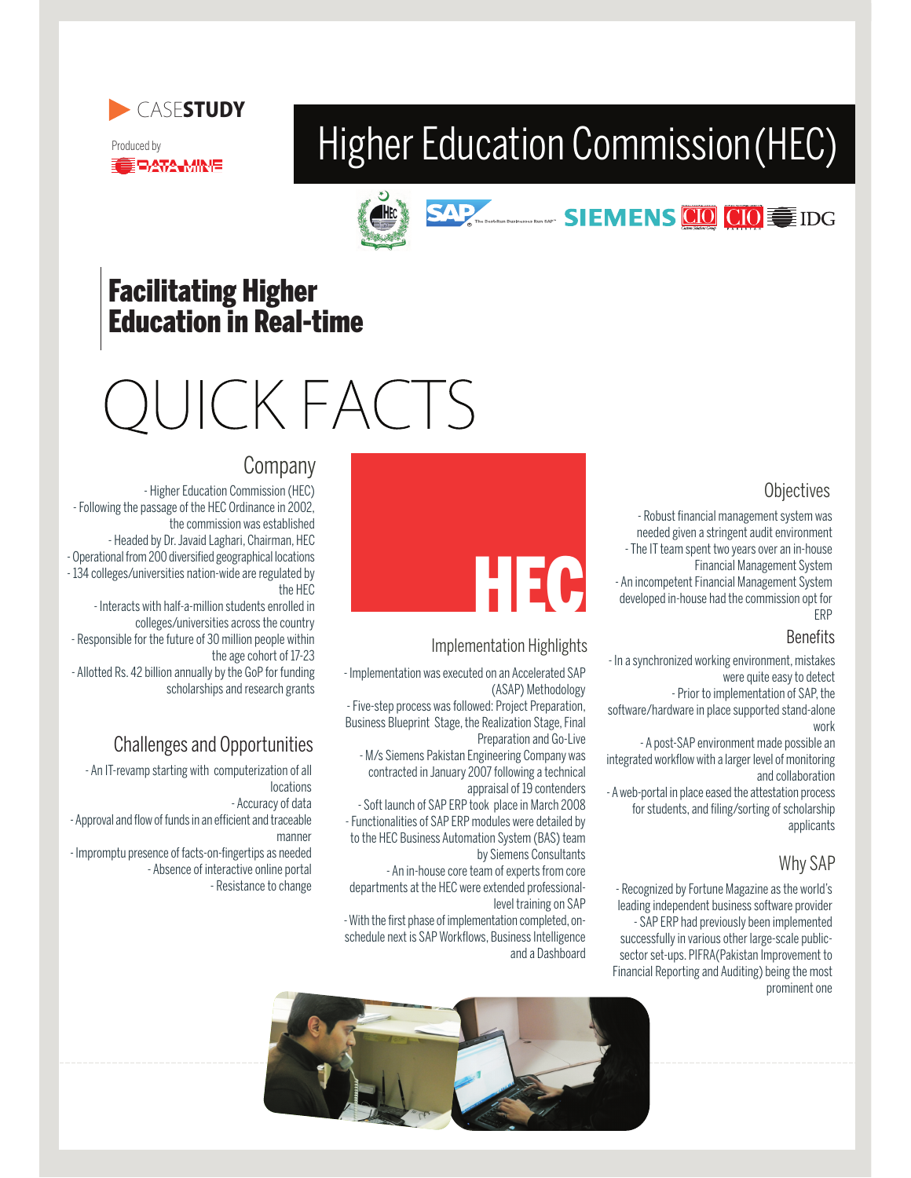CASE**STUDY**

Produced by
DATA MINE

# Higher Education Commission (HEC)

## Facilitating Higher Education in Real-time

# QUICK FACTS

### Company

- Higher Education Commission (HEC)
- Following the passage of the HEC Ordinance in 2002, the commission was established
- Headed by Dr. Javaid Laghari, Chairman, HEC
- Operational from 200 diversified geographical locations
- 134 colleges/universities nation-wide are regulated by the HEC
- Interacts with half-a-million students enrolled in colleges/universities across the country
- Responsible for the future of 30 million people within the age cohort of 17-23
- Allotted Rs. 42 billion annually by the GoP for funding scholarships and research grants

### Challenges and Opportunities

- An IT-revamp starting with computerization of all locations
- Accuracy of data
- Approval and flow of funds in an efficient and traceable manner
- Impromptu presence of facts-on-fingertips as needed
- Absence of interactive online portal
- Resistance to change

HEC

### Implementation Highlights

- Implementation was executed on an Accelerated SAP (ASAP) Methodology
- Five-step process was followed: Project Preparation, Business Blueprint Stage, the Realization Stage, Final Preparation and Go-Live
- M/s Siemens Pakistan Engineering Company was contracted in January 2007 following a technical appraisal of 19 contenders
- Soft launch of SAP ERP took place in March 2008
- Functionalities of SAP ERP modules were detailed by to the HEC Business Automation System (BAS) team by Siemens Consultants
- An in-house core team of experts from core departments at the HEC were extended professional-level training on SAP
- With the first phase of implementation completed, on-schedule next is SAP Workflows, Business Intelligence and a Dashboard

### Objectives

- Robust financial management system was needed given a stringent audit environment
- The IT team spent two years over an in-house Financial Management System
- An incompetent Financial Management System developed in-house had the commission opt for ERP

### Benefits

- In a synchronized working environment, mistakes were quite easy to detect
- Prior to implementation of SAP, the software/hardware in place supported stand-alone work
- A post-SAP environment made possible an integrated workflow with a larger level of monitoring and collaboration
- A web-portal in place eased the attestation process for students, and filing/sorting of scholarship applicants

### Why SAP

- Recognized by Fortune Magazine as the world's leading independent business software provider
- SAP ERP had previously been implemented successfully in various other large-scale public-sector set-ups. PIFRA(Pakistan Improvement to Financial Reporting and Auditing) being the most prominent one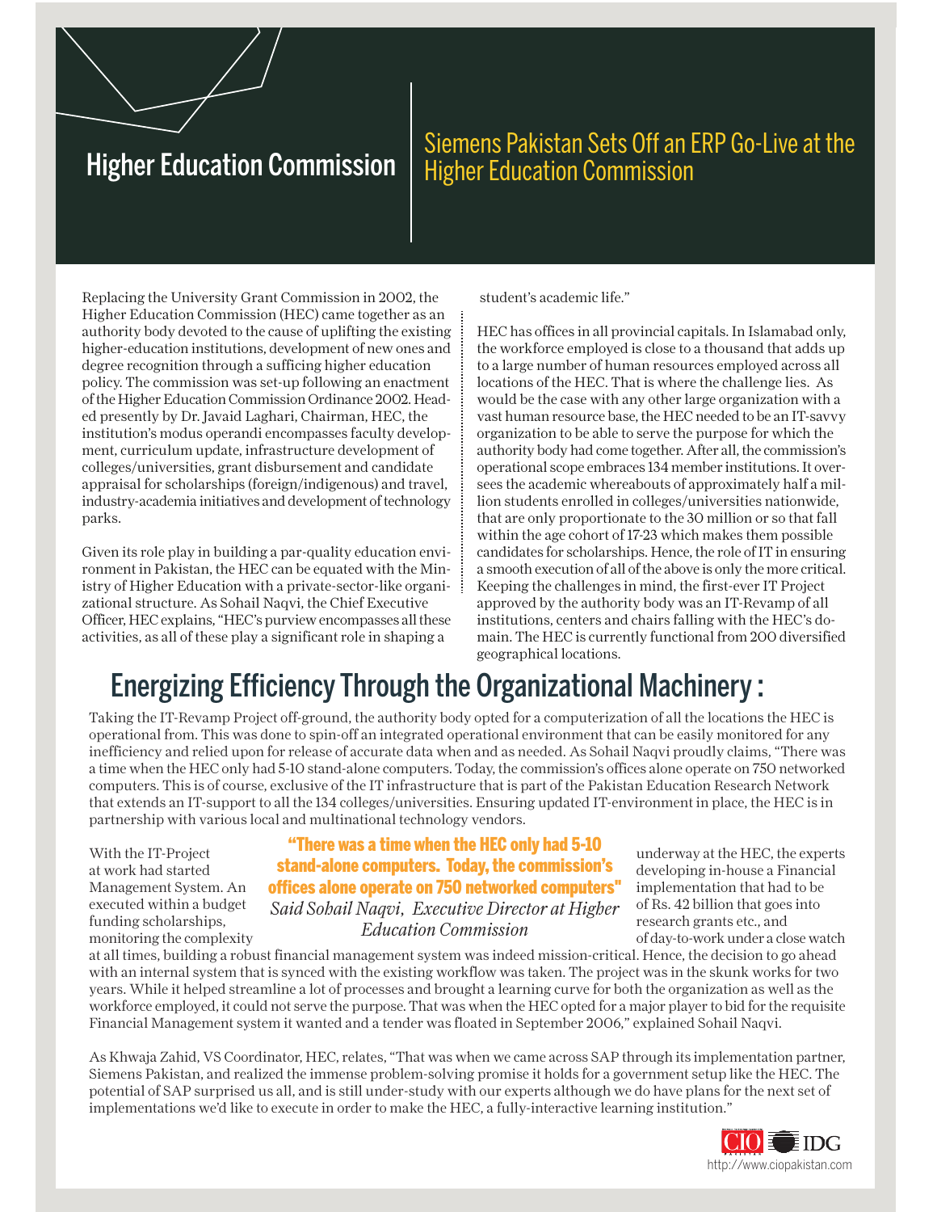# Higher Education Commission

## Siemens Pakistan Sets Off an ERP Go-Live at the Higher Education Commission

Replacing the University Grant Commission in 2002, the Higher Education Commission (HEC) came together as an authority body devoted to the cause of uplifting the existing higher-education institutions, development of new ones and degree recognition through a sufficing higher education policy. The commission was set-up following an enactment of the Higher Education Commission Ordinance 2002. Headed presently by Dr. Javaid Laghari, Chairman, HEC, the institution's modus operandi encompasses faculty development, curriculum update, infrastructure development of colleges/universities, grant disbursement and candidate appraisal for scholarships (foreign/indigenous) and travel, industry-academia initiatives and development of technology parks.

Given its role play in building a par-quality education environment in Pakistan, the HEC can be equated with the Ministry of Higher Education with a private-sector-like organizational structure. As Sohail Naqvi, the Chief Executive Officer, HEC explains, "HEC's purview encompasses all these activities, as all of these play a significant role in shaping a student's academic life."

HEC has offices in all provincial capitals. In Islamabad only, the workforce employed is close to a thousand that adds up to a large number of human resources employed across all locations of the HEC. That is where the challenge lies. As would be the case with any other large organization with a vast human resource base, the HEC needed to be an IT-savvy organization to be able to serve the purpose for which the authority body had come together. After all, the commission's operational scope embraces 134 member institutions. It oversees the academic whereabouts of approximately half a million students enrolled in colleges/universities nationwide, that are only proportionate to the 30 million or so that fall within the age cohort of 17-23 which makes them possible candidates for scholarships. Hence, the role of IT in ensuring a smooth execution of all of the above is only the more critical. Keeping the challenges in mind, the first-ever IT Project approved by the authority body was an IT-Revamp of all institutions, centers and chairs falling with the HEC's domain. The HEC is currently functional from 200 diversified geographical locations.

## Energizing Efficiency Through the Organizational Machinery :

Taking the IT-Revamp Project off-ground, the authority body opted for a computerization of all the locations the HEC is operational from. This was done to spin-off an integrated operational environment that can be easily monitored for any inefficiency and relied upon for release of accurate data when and as needed. As Sohail Naqvi proudly claims, "There was a time when the HEC only had 5-10 stand-alone computers. Today, the commission's offices alone operate on 750 networked computers. This is of course, exclusive of the IT infrastructure that is part of the Pakistan Education Research Network that extends an IT-support to all the 134 colleges/universities. Ensuring updated IT-environment in place, the HEC is in partnership with various local and multinational technology vendors.

> **"There was a time when the HEC only had 5-10 stand-alone computers. Today, the commission's offices alone operate on 750 networked computers"**
> *Said Sohail Naqvi, Executive Director at Higher Education Commission*

With the IT-Project underway at the HEC, the experts at work had started developing in-house a Financial Management System. An implementation that had to be executed within a budget of Rs. 42 billion that goes into funding scholarships, research grants etc., and monitoring the complexity of day-to-work under a close watch at all times, building a robust financial management system was indeed mission-critical. Hence, the decision to go ahead with an internal system that is synced with the existing workflow was taken. The project was in the skunk works for two years. While it helped streamline a lot of processes and brought a learning curve for both the organization as well as the workforce employed, it could not serve the purpose. That was when the HEC opted for a major player to bid for the requisite Financial Management system it wanted and a tender was floated in September 2006," explained Sohail Naqvi.

As Khwaja Zahid, VS Coordinator, HEC, relates, "That was when we came across SAP through its implementation partner, Siemens Pakistan, and realized the immense problem-solving promise it holds for a government setup like the HEC. The potential of SAP surprised us all, and is still under-study with our experts although we do have plans for the next set of implementations we'd like to execute in order to make the HEC, a fully-interactive learning institution."

CIO IDG
http://www.ciopakistan.com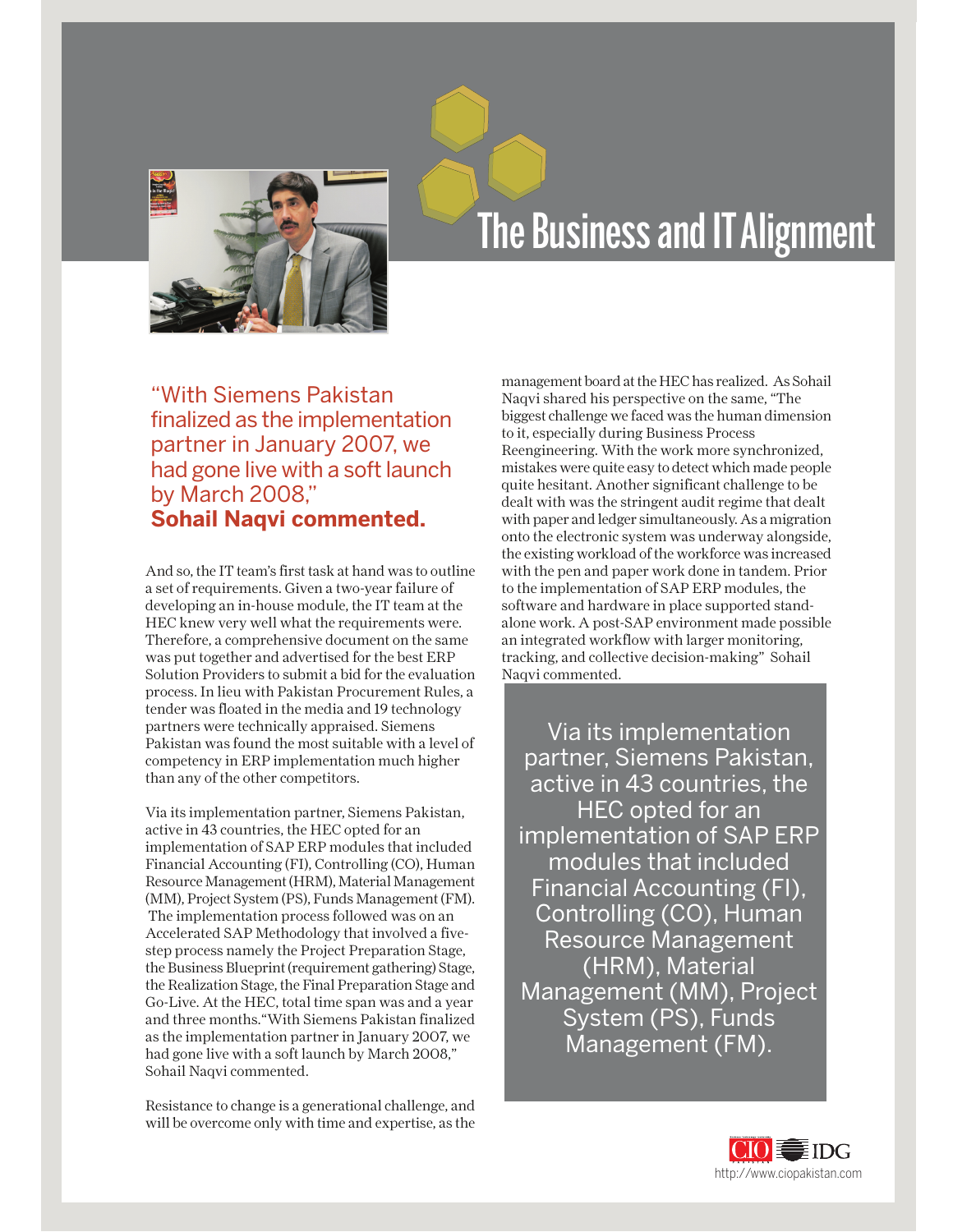# The Business and IT Alignment

"With Siemens Pakistan finalized as the implementation partner in January 2007, we had gone live with a soft launch by March 2008,"
**Sohail Naqvi commented.**

And so, the IT team's first task at hand was to outline a set of requirements. Given a two-year failure of developing an in-house module, the IT team at the HEC knew very well what the requirements were. Therefore, a comprehensive document on the same was put together and advertised for the best ERP Solution Providers to submit a bid for the evaluation process. In lieu with Pakistan Procurement Rules, a tender was floated in the media and 19 technology partners were technically appraised. Siemens Pakistan was found the most suitable with a level of competency in ERP implementation much higher than any of the other competitors.

Via its implementation partner, Siemens Pakistan, active in 43 countries, the HEC opted for an implementation of SAP ERP modules that included Financial Accounting (FI), Controlling (CO), Human Resource Management (HRM), Material Management (MM), Project System (PS), Funds Management (FM). The implementation process followed was on an Accelerated SAP Methodology that involved a five-step process namely the Project Preparation Stage, the Business Blueprint (requirement gathering) Stage, the Realization Stage, the Final Preparation Stage and Go-Live. At the HEC, total time span was and a year and three months."With Siemens Pakistan finalized as the implementation partner in January 2007, we had gone live with a soft launch by March 2008," Sohail Naqvi commented.

Resistance to change is a generational challenge, and will be overcome only with time and expertise, as the management board at the HEC has realized. As Sohail Naqvi shared his perspective on the same, "The biggest challenge we faced was the human dimension to it, especially during Business Process Reengineering. With the work more synchronized, mistakes were quite easy to detect which made people quite hesitant. Another significant challenge to be dealt with was the stringent audit regime that dealt with paper and ledger simultaneously. As a migration onto the electronic system was underway alongside, the existing workload of the workforce was increased with the pen and paper work done in tandem. Prior to the implementation of SAP ERP modules, the software and hardware in place supported stand-alone work. A post-SAP environment made possible an integrated workflow with larger monitoring, tracking, and collective decision-making" Sohail Naqvi commented.

> Via its implementation partner, Siemens Pakistan, active in 43 countries, the HEC opted for an implementation of SAP ERP modules that included Financial Accounting (FI), Controlling (CO), Human Resource Management (HRM), Material Management (MM), Project System (PS), Funds Management (FM).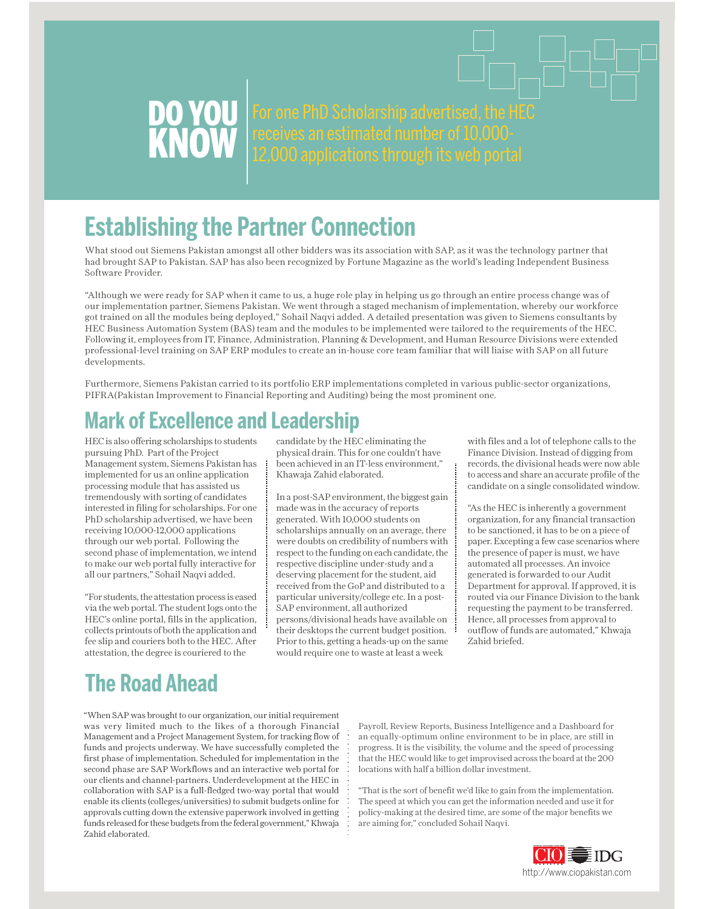**DO YOU KNOW**

For one PhD Scholarship advertised, the HEC receives an estimated number of 10,000-12,000 applications through its web portal

## Establishing the Partner Connection

What stood out Siemens Pakistan amongst all other bidders was its association with SAP, as it was the technology partner that had brought SAP to Pakistan. SAP has also been recognized by Fortune Magazine as the world's leading Independent Business Software Provider.

"Although we were ready for SAP when it came to us, a huge role play in helping us go through an entire process change was of our implementation partner, Siemens Pakistan. We went through a staged mechanism of implementation, whereby our workforce got trained on all the modules being deployed," Sohail Naqvi added. A detailed presentation was given to Siemens consultants by HEC Business Automation System (BAS) team and the modules to be implemented were tailored to the requirements of the HEC. Following it, employees from IT, Finance, Administration, Planning & Development, and Human Resource Divisions were extended professional-level training on SAP ERP modules to create an in-house core team familiar that will liaise with SAP on all future developments.

Furthermore, Siemens Pakistan carried to its portfolio ERP implementations completed in various public-sector organizations, PIFRA(Pakistan Improvement to Financial Reporting and Auditing) being the most prominent one.

## Mark of Excellence and Leadership

HEC is also offering scholarships to students pursuing PhD. Part of the Project Management system, Siemens Pakistan has implemented for us an online application processing module that has assisted us tremendously with sorting of candidates interested in filing for scholarships. For one PhD scholarship advertised, we have been receiving 10,000-12,000 applications through our web portal. Following the second phase of implementation, we intend to make our web portal fully interactive for all our partners," Sohail Naqvi added.

"For students, the attestation process is eased via the web portal. The student logs onto the HEC's online portal, fills in the application, collects printouts of both the application and fee slip and couriers both to the HEC. After attestation, the degree is couriered to the candidate by the HEC eliminating the physical drain. This for one couldn't have been achieved in an IT-less environment," Khawaja Zahid elaborated.

In a post-SAP environment, the biggest gain made was in the accuracy of reports generated. With 10,000 students on scholarships annually on an average, there were doubts on credibility of numbers with respect to the funding on each candidate, the respective discipline under-study and a deserving placement for the student, aid received from the GoP and distributed to a particular university/college etc. In a post-SAP environment, all authorized persons/divisional heads have available on their desktops the current budget position. Prior to this, getting a heads-up on the same would require one to waste at least a week with files and a lot of telephone calls to the Finance Division. Instead of digging from records, the divisional heads were now able to access and share an accurate profile of the candidate on a single consolidated window.

"As the HEC is inherently a government organization, for any financial transaction to be sanctioned, it has to be on a piece of paper. Excepting a few case scenarios where the presence of paper is must, we have automated all processes. An invoice generated is forwarded to our Audit Department for approval. If approved, it is routed via our Finance Division to the bank requesting the payment to be transferred. Hence, all processes from approval to outflow of funds are automated," Khwaja Zahid briefed.

## The Road Ahead

"When SAP was brought to our organization, our initial requirement was very limited much to the likes of a thorough Financial Management and a Project Management System, for tracking flow of funds and projects underway. We have successfully completed the first phase of implementation. Scheduled for implementation in the second phase are SAP Workflows and an interactive web portal for our clients and channel-partners. Underdevelopment at the HEC in collaboration with SAP is a full-fledged two-way portal that would enable its clients (colleges/universities) to submit budgets online for approvals cutting down the extensive paperwork involved in getting funds released for these budgets from the federal government," Khwaja Zahid elaborated.

Payroll, Review Reports, Business Intelligence and a Dashboard for an equally-optimum online environment to be in place, are still in progress. It is the visibility, the volume and the speed of processing that the HEC would like to get improvised across the board at the 200 locations with half a billion dollar investment.

"That is the sort of benefit we'd like to gain from the implementation. The speed at which you can get the information needed and use it for policy-making at the desired time, are some of the major benefits we are aiming for," concluded Sohail Naqvi.

CIO IDG
http://www.ciopakistan.com